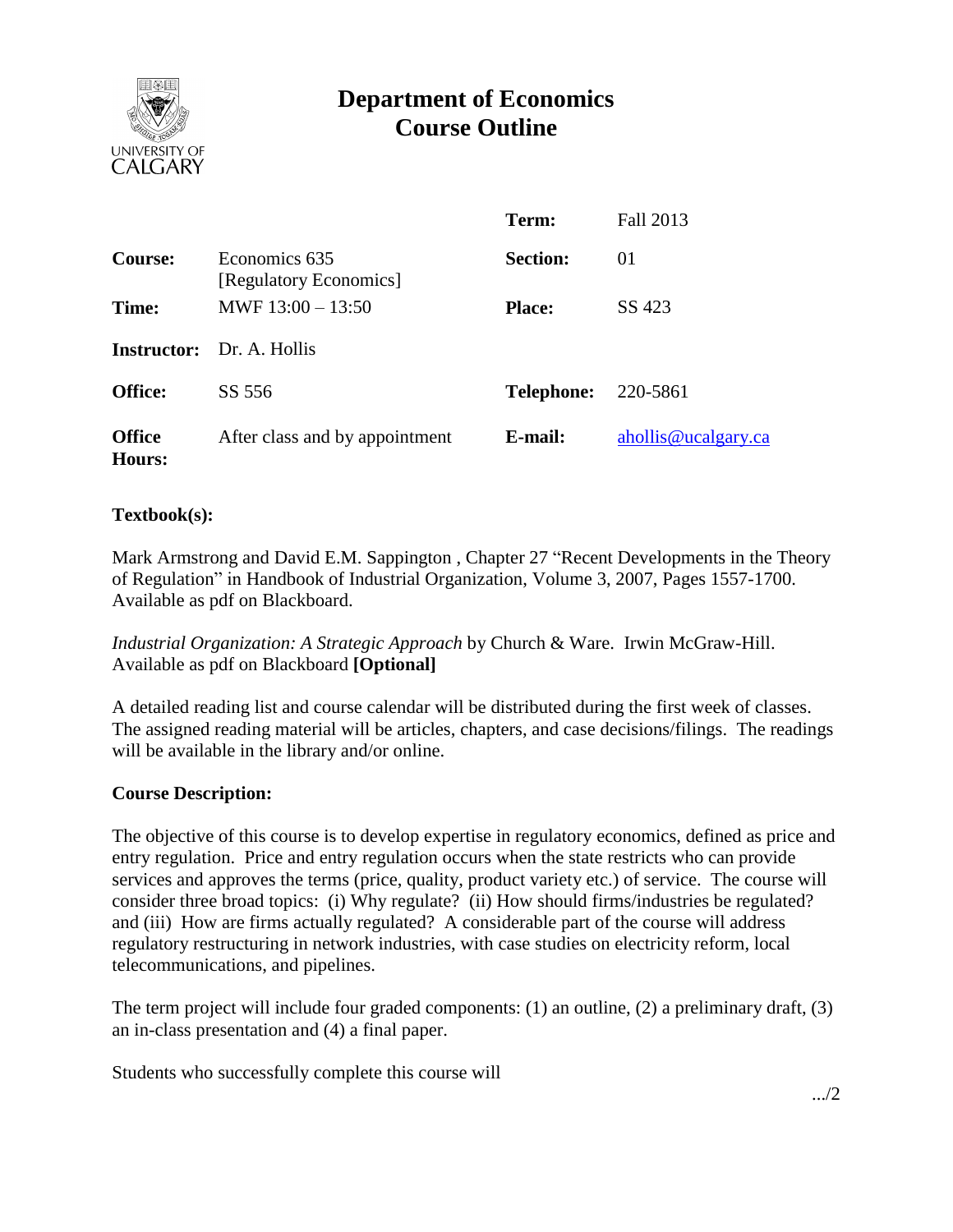# Department of Economics
# Course Outline

| | | | |
|---|---|---|---|
| | | **Term:** | Fall 2013 |
| **Course:** | Economics 635 [Regulatory Economics] | **Section:** | 01 |
| **Time:** | MWF 13:00 – 13:50 | **Place:** | SS 423 |
| **Instructor:** | Dr. A. Hollis | | |
| **Office:** | SS 556 | **Telephone:** | 220-5861 |
| **Office Hours:** | After class and by appointment | **E-mail:** | ahollis@ucalgary.ca |

### Textbook(s):

Mark Armstrong and David E.M. Sappington , Chapter 27 "Recent Developments in the Theory of Regulation" in Handbook of Industrial Organization, Volume 3, 2007, Pages 1557-1700. Available as pdf on Blackboard.

*Industrial Organization: A Strategic Approach* by Church & Ware. Irwin McGraw-Hill. Available as pdf on Blackboard **[Optional]**

A detailed reading list and course calendar will be distributed during the first week of classes. The assigned reading material will be articles, chapters, and case decisions/filings. The readings will be available in the library and/or online.

### Course Description:

The objective of this course is to develop expertise in regulatory economics, defined as price and entry regulation. Price and entry regulation occurs when the state restricts who can provide services and approves the terms (price, quality, product variety etc.) of service. The course will consider three broad topics: (i) Why regulate? (ii) How should firms/industries be regulated? and (iii) How are firms actually regulated? A considerable part of the course will address regulatory restructuring in network industries, with case studies on electricity reform, local telecommunications, and pipelines.

The term project will include four graded components: (1) an outline, (2) a preliminary draft, (3) an in-class presentation and (4) a final paper.

Students who successfully complete this course will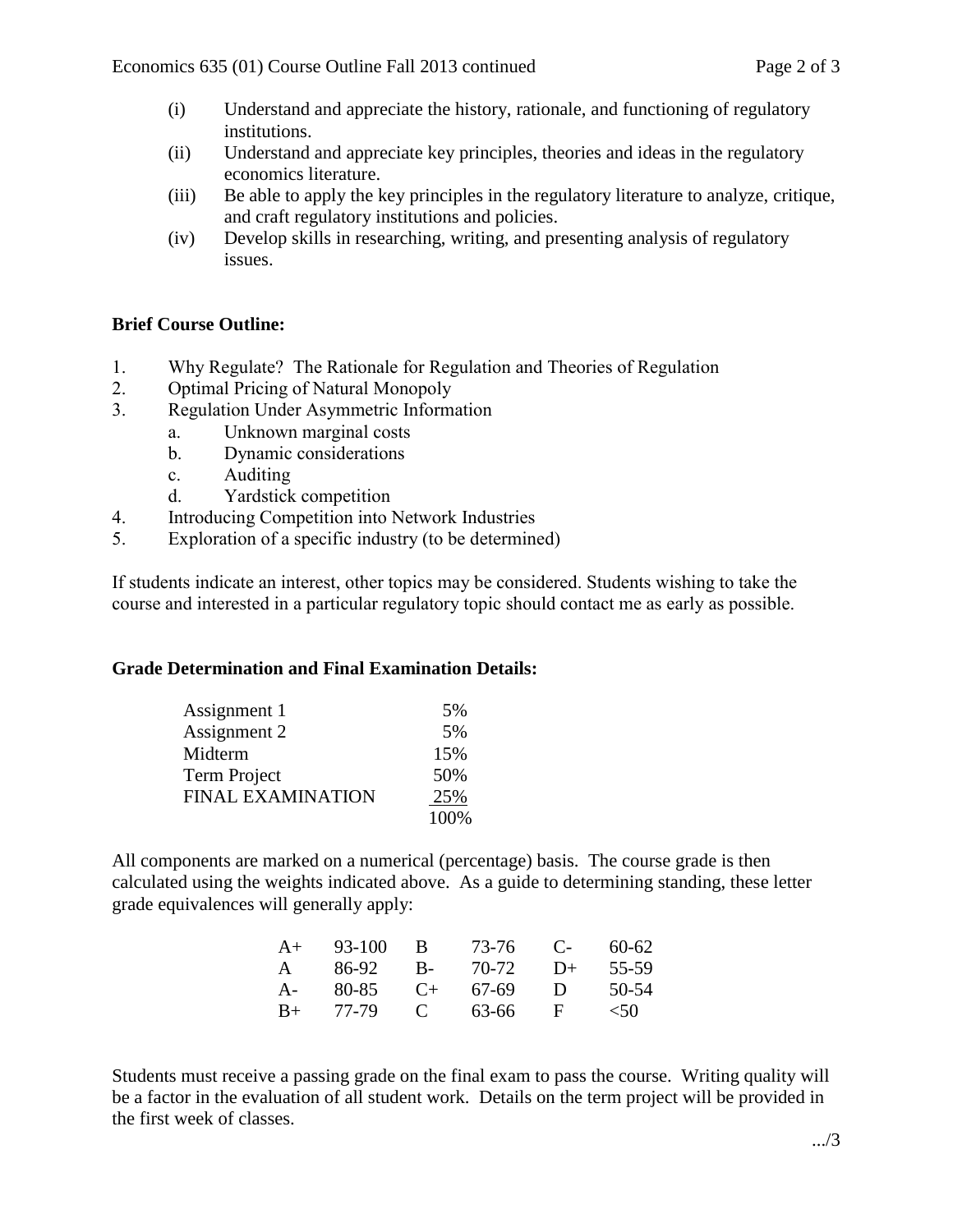(i) Understand and appreciate the history, rationale, and functioning of regulatory institutions.
(ii) Understand and appreciate key principles, theories and ideas in the regulatory economics literature.
(iii) Be able to apply the key principles in the regulatory literature to analyze, critique, and craft regulatory institutions and policies.
(iv) Develop skills in researching, writing, and presenting analysis of regulatory issues.

**Brief Course Outline:**

1. Why Regulate? The Rationale for Regulation and Theories of Regulation
2. Optimal Pricing of Natural Monopoly
3. Regulation Under Asymmetric Information
    a. Unknown marginal costs
    b. Dynamic considerations
    c. Auditing
    d. Yardstick competition
4. Introducing Competition into Network Industries
5. Exploration of a specific industry (to be determined)

If students indicate an interest, other topics may be considered. Students wishing to take the course and interested in a particular regulatory topic should contact me as early as possible.

**Grade Determination and Final Examination Details:**

| Component | Weight |
|---|---|
| Assignment 1 | 5% |
| Assignment 2 | 5% |
| Midterm | 15% |
| Term Project | 50% |
| FINAL EXAMINATION | 25% |
| | 100% |

All components are marked on a numerical (percentage) basis. The course grade is then calculated using the weights indicated above. As a guide to determining standing, these letter grade equivalences will generally apply:

| | | | | | |
|---|---|---|---|---|---|
| A+ | 93-100 | B | 73-76 | C- | 60-62 |
| A | 86-92 | B- | 70-72 | D+ | 55-59 |
| A- | 80-85 | C+ | 67-69 | D | 50-54 |
| B+ | 77-79 | C | 63-66 | F | <50 |

Students must receive a passing grade on the final exam to pass the course. Writing quality will be a factor in the evaluation of all student work. Details on the term project will be provided in the first week of classes.

.../3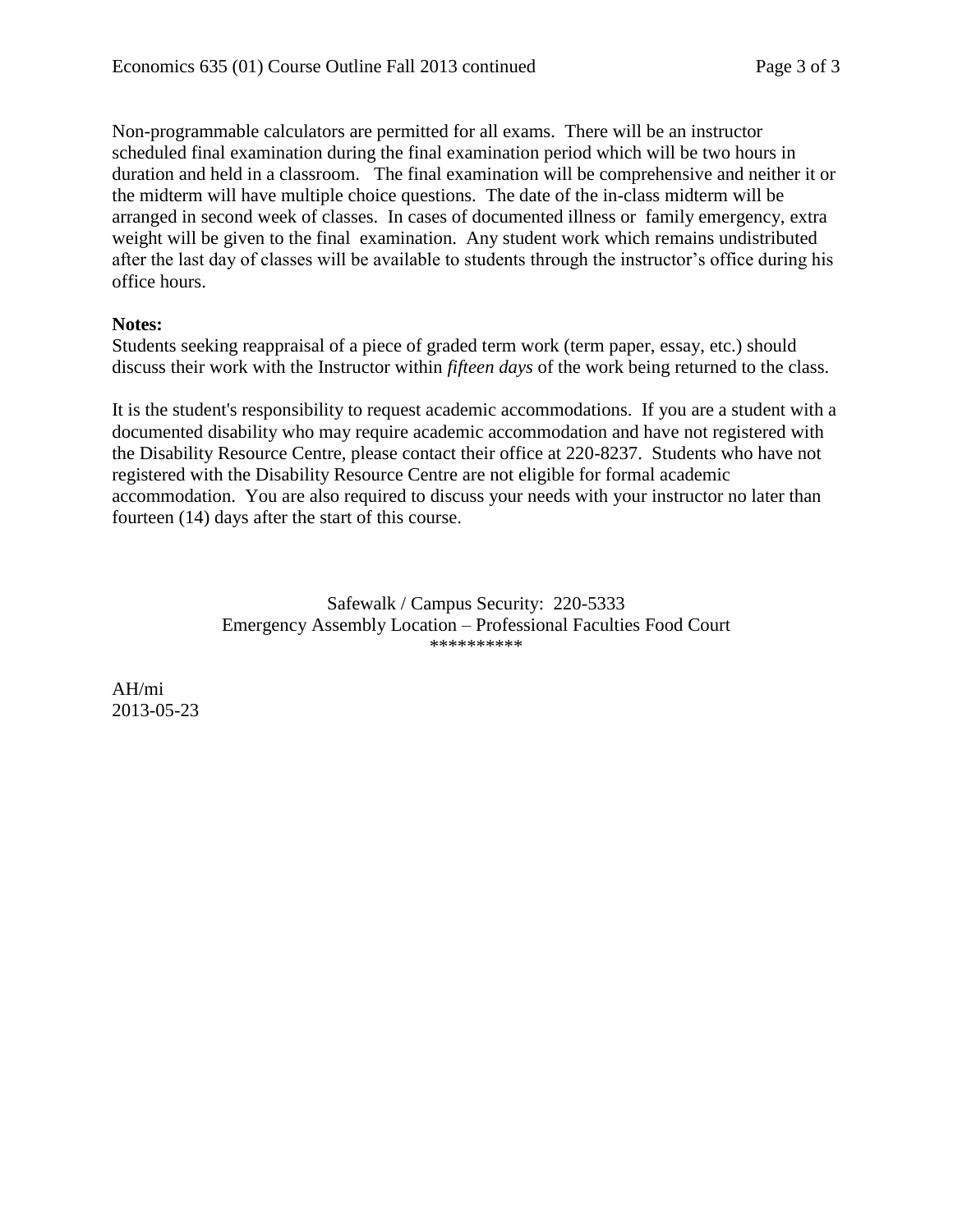Non-programmable calculators are permitted for all exams. There will be an instructor scheduled final examination during the final examination period which will be two hours in duration and held in a classroom. The final examination will be comprehensive and neither it or the midterm will have multiple choice questions. The date of the in-class midterm will be arranged in second week of classes. In cases of documented illness or family emergency, extra weight will be given to the final examination. Any student work which remains undistributed after the last day of classes will be available to students through the instructor's office during his office hours.

**Notes:**
Students seeking reappraisal of a piece of graded term work (term paper, essay, etc.) should discuss their work with the Instructor within *fifteen days* of the work being returned to the class.

It is the student's responsibility to request academic accommodations. If you are a student with a documented disability who may require academic accommodation and have not registered with the Disability Resource Centre, please contact their office at 220-8237. Students who have not registered with the Disability Resource Centre are not eligible for formal academic accommodation. You are also required to discuss your needs with your instructor no later than fourteen (14) days after the start of this course.

Safewalk / Campus Security: 220-5333
Emergency Assembly Location – Professional Faculties Food Court
**********

AH/mi
2013-05-23